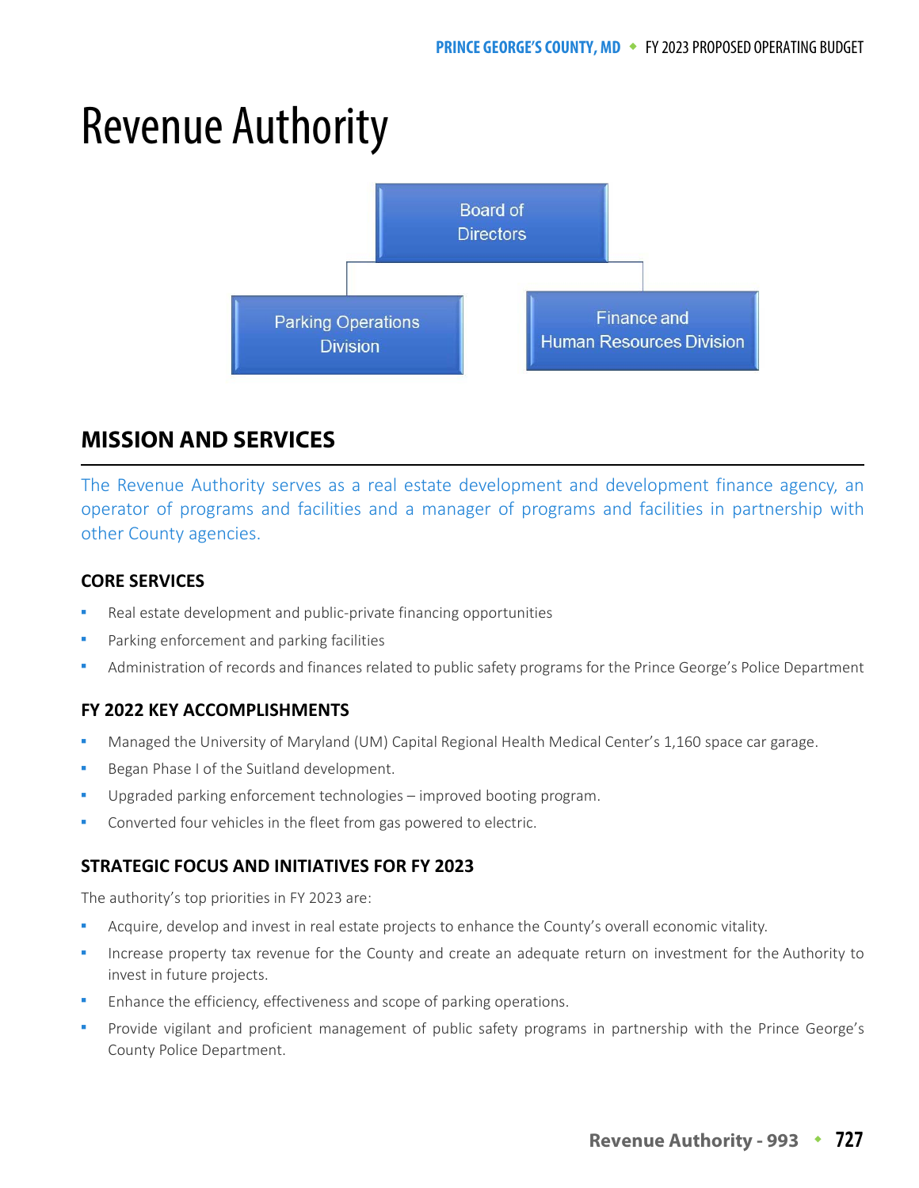# Revenue Authority

Board of Directors

Parking Operations Division

Finance and Human Resources Division

## MISSION AND SERVICES

The Revenue Authority serves as a real estate development and development finance agency, an operator of programs and facilities and a manager of programs and facilities in partnership with other County agencies.

### CORE SERVICES

- Real estate development and public-private financing opportunities
- Parking enforcement and parking facilities
- Administration of records and finances related to public safety programs for the Prince George's Police Department

### FY 2022 KEY ACCOMPLISHMENTS

- Managed the University of Maryland (UM) Capital Regional Health Medical Center's 1,160 space car garage.
- Began Phase I of the Suitland development.
- Upgraded parking enforcement technologies – improved booting program.
- Converted four vehicles in the fleet from gas powered to electric.

### STRATEGIC FOCUS AND INITIATIVES FOR FY 2023

The authority's top priorities in FY 2023 are:

- Acquire, develop and invest in real estate projects to enhance the County's overall economic vitality.
- Increase property tax revenue for the County and create an adequate return on investment for the Authority to invest in future projects.
- Enhance the efficiency, effectiveness and scope of parking operations.
- Provide vigilant and proficient management of public safety programs in partnership with the Prince George's County Police Department.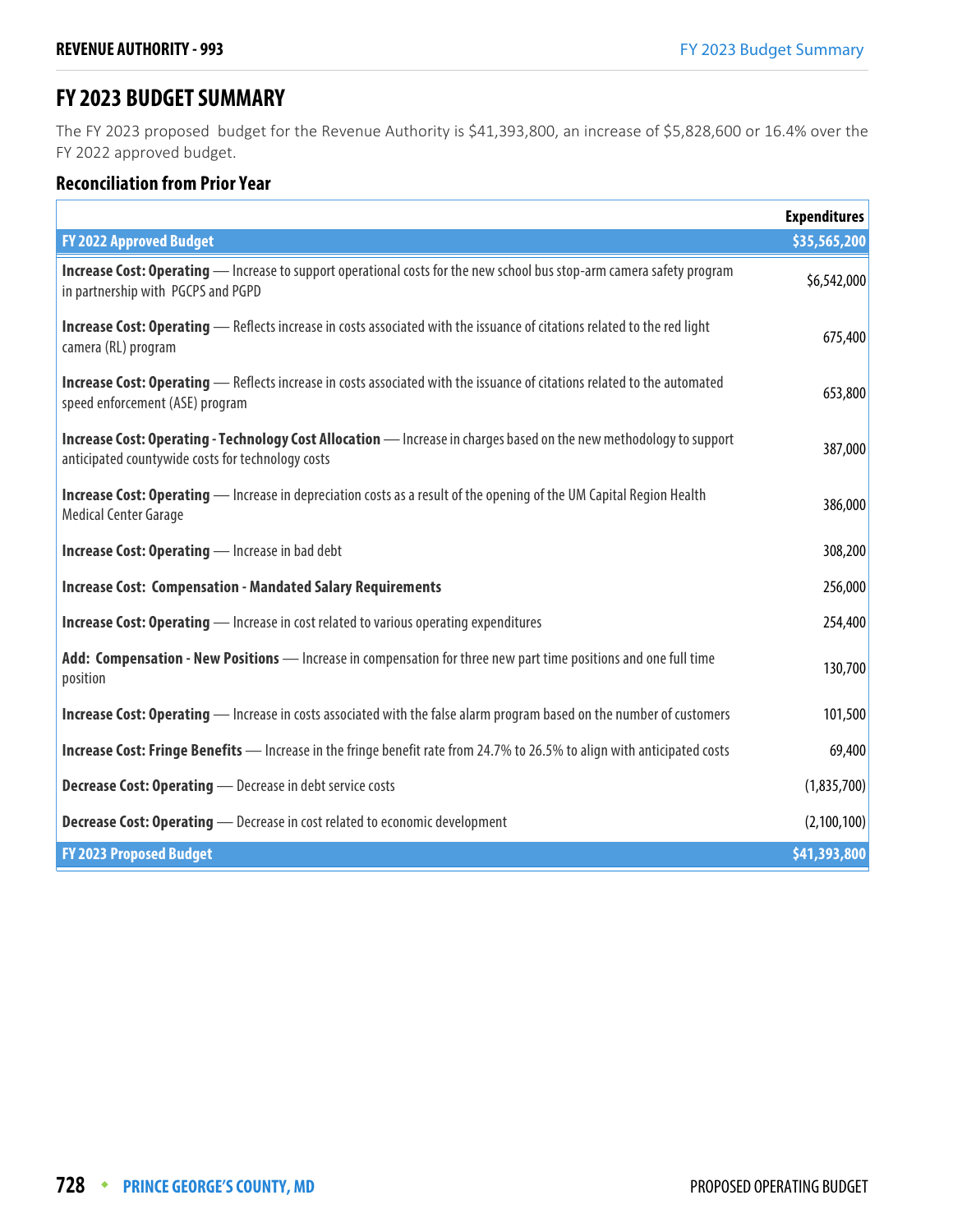# FY 2023 BUDGET SUMMARY

The FY 2023 proposed budget for the Revenue Authority is $41,393,800, an increase of $5,828,600 or 16.4% over the FY 2022 approved budget.

## Reconciliation from Prior Year

| | Expenditures |
|---|---|
| **FY 2022 Approved Budget** | **$35,565,200** |
| **Increase Cost: Operating** — Increase to support operational costs for the new school bus stop-arm camera safety program in partnership with PGCPS and PGPD | $6,542,000 |
| **Increase Cost: Operating** — Reflects increase in costs associated with the issuance of citations related to the red light camera (RL) program | 675,400 |
| **Increase Cost: Operating** — Reflects increase in costs associated with the issuance of citations related to the automated speed enforcement (ASE) program | 653,800 |
| **Increase Cost: Operating - Technology Cost Allocation** — Increase in charges based on the new methodology to support anticipated countywide costs for technology costs | 387,000 |
| **Increase Cost: Operating** — Increase in depreciation costs as a result of the opening of the UM Capital Region Health Medical Center Garage | 386,000 |
| **Increase Cost: Operating** — Increase in bad debt | 308,200 |
| **Increase Cost: Compensation - Mandated Salary Requirements** | 256,000 |
| **Increase Cost: Operating** — Increase in cost related to various operating expenditures | 254,400 |
| **Add: Compensation - New Positions** — Increase in compensation for three new part time positions and one full time position | 130,700 |
| **Increase Cost: Operating** — Increase in costs associated with the false alarm program based on the number of customers | 101,500 |
| **Increase Cost: Fringe Benefits** — Increase in the fringe benefit rate from 24.7% to 26.5% to align with anticipated costs | 69,400 |
| **Decrease Cost: Operating** — Decrease in debt service costs | (1,835,700) |
| **Decrease Cost: Operating** — Decrease in cost related to economic development | (2,100,100) |
| **FY 2023 Proposed Budget** | **$41,393,800** |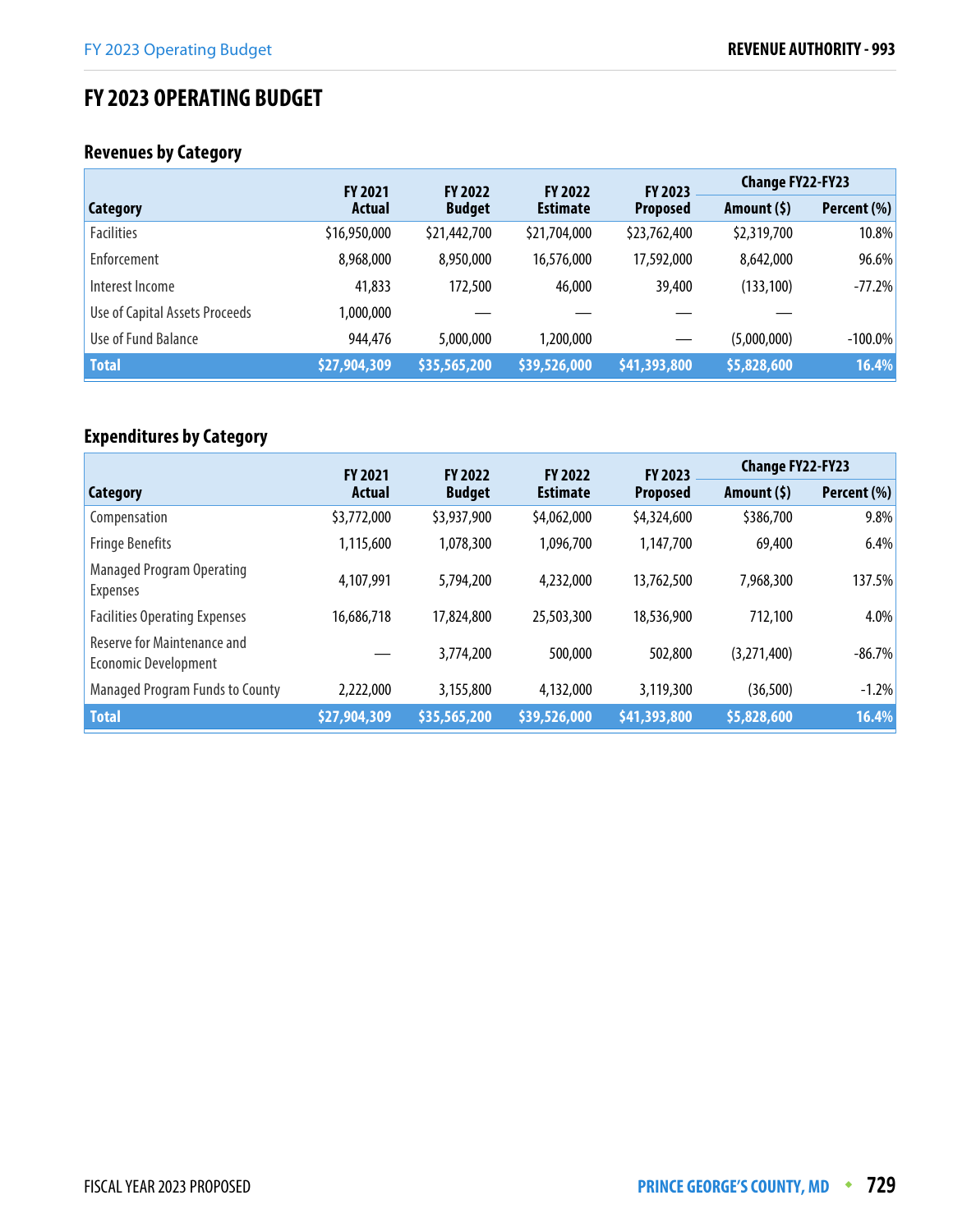# FY 2023 OPERATING BUDGET

## Revenues by Category

| Category | FY 2021 Actual | FY 2022 Budget | FY 2022 Estimate | FY 2023 Proposed | Change FY22-FY23 | |
|---|---|---|---|---|---|---|
| | | | | | Amount ($) | Percent (%) |
| Facilities | $16,950,000 | $21,442,700 | $21,704,000 | $23,762,400 | $2,319,700 | 10.8% |
| Enforcement | 8,968,000 | 8,950,000 | 16,576,000 | 17,592,000 | 8,642,000 | 96.6% |
| Interest Income | 41,833 | 172,500 | 46,000 | 39,400 | (133,100) | -77.2% |
| Use of Capital Assets Proceeds | 1,000,000 | — | — | — | — | |
| Use of Fund Balance | 944,476 | 5,000,000 | 1,200,000 | — | (5,000,000) | -100.0% |
| **Total** | **$27,904,309** | **$35,565,200** | **$39,526,000** | **$41,393,800** | **$5,828,600** | **16.4%** |

## Expenditures by Category

| Category | FY 2021 Actual | FY 2022 Budget | FY 2022 Estimate | FY 2023 Proposed | Change FY22-FY23 | |
|---|---|---|---|---|---|---|
| | | | | | Amount ($) | Percent (%) |
| Compensation | $3,772,000 | $3,937,900 | $4,062,000 | $4,324,600 | $386,700 | 9.8% |
| Fringe Benefits | 1,115,600 | 1,078,300 | 1,096,700 | 1,147,700 | 69,400 | 6.4% |
| Managed Program Operating Expenses | 4,107,991 | 5,794,200 | 4,232,000 | 13,762,500 | 7,968,300 | 137.5% |
| Facilities Operating Expenses | 16,686,718 | 17,824,800 | 25,503,300 | 18,536,900 | 712,100 | 4.0% |
| Reserve for Maintenance and Economic Development | — | 3,774,200 | 500,000 | 502,800 | (3,271,400) | -86.7% |
| Managed Program Funds to County | 2,222,000 | 3,155,800 | 4,132,000 | 3,119,300 | (36,500) | -1.2% |
| **Total** | **$27,904,309** | **$35,565,200** | **$39,526,000** | **$41,393,800** | **$5,828,600** | **16.4%** |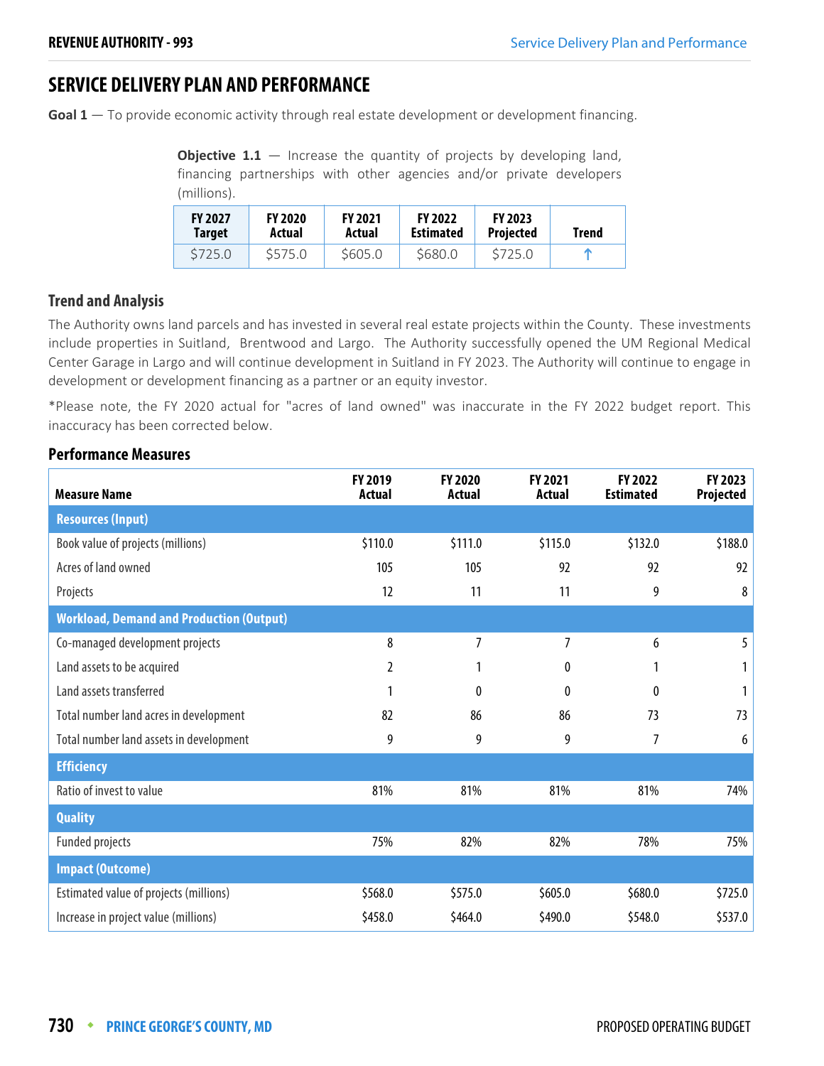## SERVICE DELIVERY PLAN AND PERFORMANCE

**Goal 1** — To provide economic activity through real estate development or development financing.

**Objective 1.1** — Increase the quantity of projects by developing land, financing partnerships with other agencies and/or private developers (millions).

| FY 2027 Target | FY 2020 Actual | FY 2021 Actual | FY 2022 Estimated | FY 2023 Projected | Trend |
|---|---|---|---|---|---|
| $725.0 | $575.0 | $605.0 | $680.0 | $725.0 | ↑ |

### Trend and Analysis

The Authority owns land parcels and has invested in several real estate projects within the County. These investments include properties in Suitland, Brentwood and Largo. The Authority successfully opened the UM Regional Medical Center Garage in Largo and will continue development in Suitland in FY 2023. The Authority will continue to engage in development or development financing as a partner or an equity investor.

*Please note, the FY 2020 actual for "acres of land owned" was inaccurate in the FY 2022 budget report. This inaccuracy has been corrected below.

### Performance Measures

| Measure Name | FY 2019 Actual | FY 2020 Actual | FY 2021 Actual | FY 2022 Estimated | FY 2023 Projected |
|---|---|---|---|---|---|
| **Resources (Input)** | | | | | |
| Book value of projects (millions) | $110.0 | $111.0 | $115.0 | $132.0 | $188.0 |
| Acres of land owned | 105 | 105 | 92 | 92 | 92 |
| Projects | 12 | 11 | 11 | 9 | 8 |
| **Workload, Demand and Production (Output)** | | | | | |
| Co-managed development projects | 8 | 7 | 7 | 6 | 5 |
| Land assets to be acquired | 2 | 1 | 0 | 1 | 1 |
| Land assets transferred | 1 | 0 | 0 | 0 | 1 |
| Total number land acres in development | 82 | 86 | 86 | 73 | 73 |
| Total number land assets in development | 9 | 9 | 9 | 7 | 6 |
| **Efficiency** | | | | | |
| Ratio of invest to value | 81% | 81% | 81% | 81% | 74% |
| **Quality** | | | | | |
| Funded projects | 75% | 82% | 82% | 78% | 75% |
| **Impact (Outcome)** | | | | | |
| Estimated value of projects (millions) | $568.0 | $575.0 | $605.0 | $680.0 | $725.0 |
| Increase in project value (millions) | $458.0 | $464.0 | $490.0 | $548.0 | $537.0 |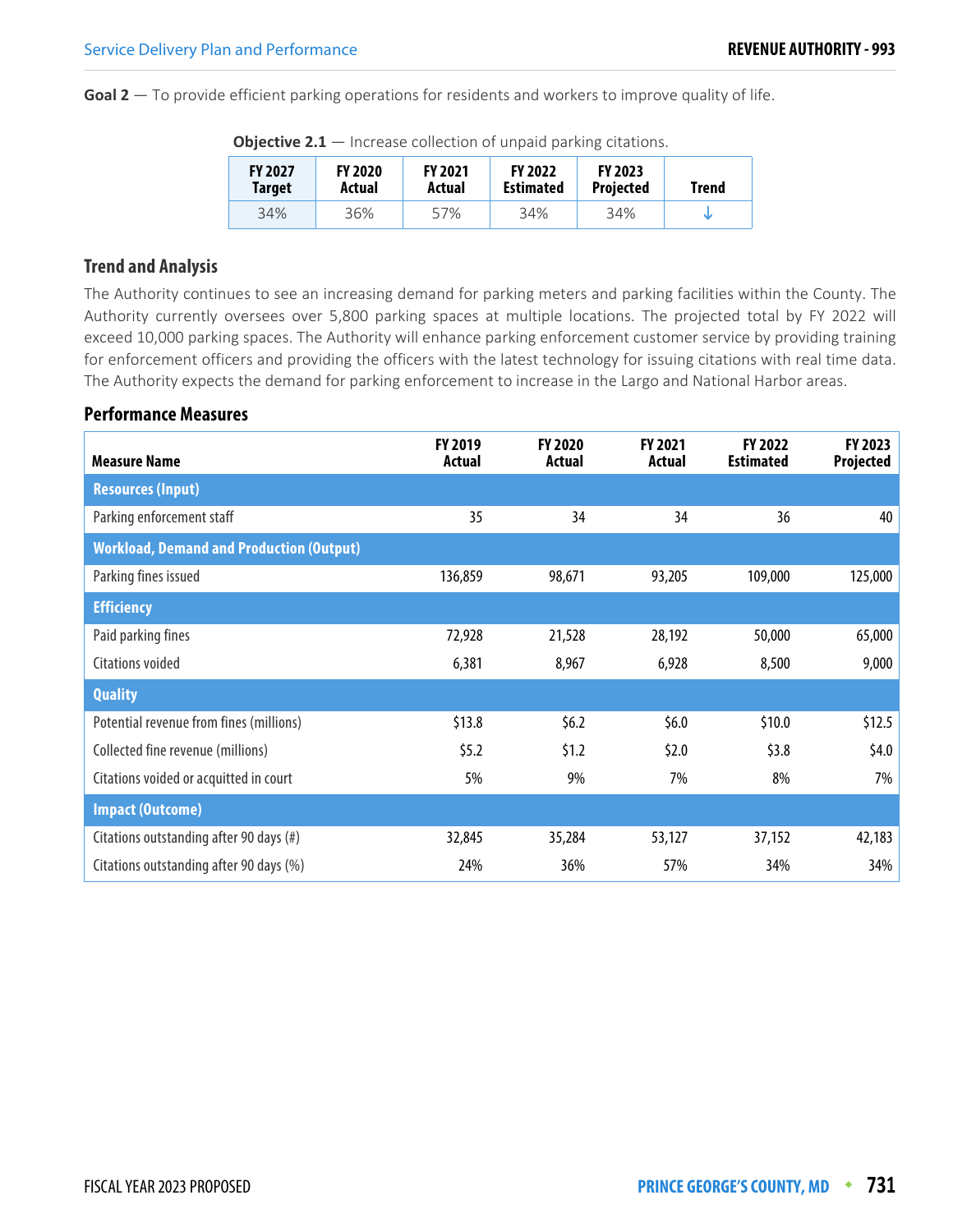**Goal 2** — To provide efficient parking operations for residents and workers to improve quality of life.

**Objective 2.1** — Increase collection of unpaid parking citations.

| FY 2027 Target | FY 2020 Actual | FY 2021 Actual | FY 2022 Estimated | FY 2023 Projected | Trend |
|---|---|---|---|---|---|
| 34% | 36% | 57% | 34% | 34% | ↓ |

## Trend and Analysis

The Authority continues to see an increasing demand for parking meters and parking facilities within the County. The Authority currently oversees over 5,800 parking spaces at multiple locations. The projected total by FY 2022 will exceed 10,000 parking spaces. The Authority will enhance parking enforcement customer service by providing training for enforcement officers and providing the officers with the latest technology for issuing citations with real time data. The Authority expects the demand for parking enforcement to increase in the Largo and National Harbor areas.

## Performance Measures

| Measure Name | FY 2019 Actual | FY 2020 Actual | FY 2021 Actual | FY 2022 Estimated | FY 2023 Projected |
|---|---|---|---|---|---|
| **Resources (Input)** | | | | | |
| Parking enforcement staff | 35 | 34 | 34 | 36 | 40 |
| **Workload, Demand and Production (Output)** | | | | | |
| Parking fines issued | 136,859 | 98,671 | 93,205 | 109,000 | 125,000 |
| **Efficiency** | | | | | |
| Paid parking fines | 72,928 | 21,528 | 28,192 | 50,000 | 65,000 |
| Citations voided | 6,381 | 8,967 | 6,928 | 8,500 | 9,000 |
| **Quality** | | | | | |
| Potential revenue from fines (millions) | $13.8 | $6.2 | $6.0 | $10.0 | $12.5 |
| Collected fine revenue (millions) | $5.2 | $1.2 | $2.0 | $3.8 | $4.0 |
| Citations voided or acquitted in court | 5% | 9% | 7% | 8% | 7% |
| **Impact (Outcome)** | | | | | |
| Citations outstanding after 90 days (#) | 32,845 | 35,284 | 53,127 | 37,152 | 42,183 |
| Citations outstanding after 90 days (%) | 24% | 36% | 57% | 34% | 34% |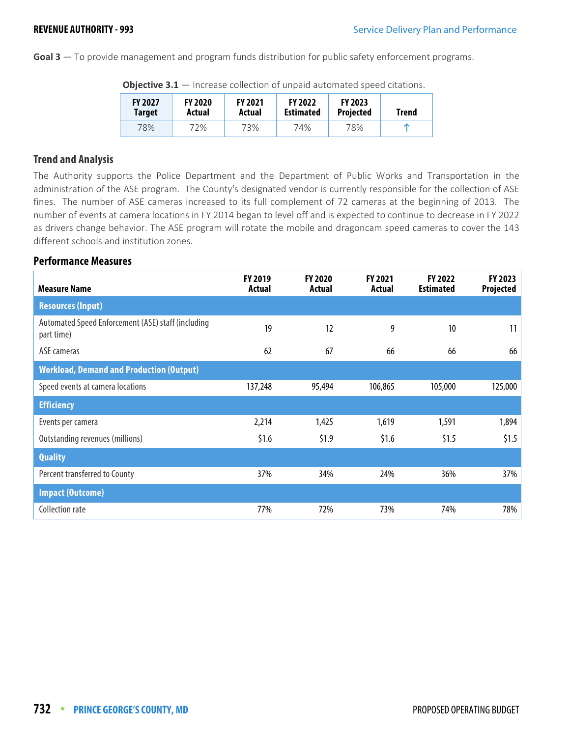**Goal 3** — To provide management and program funds distribution for public safety enforcement programs.

**Objective 3.1** — Increase collection of unpaid automated speed citations.

| FY 2027 Target | FY 2020 Actual | FY 2021 Actual | FY 2022 Estimated | FY 2023 Projected | Trend |
|---|---|---|---|---|---|
| 78% | 72% | 73% | 74% | 78% | ↑ |

## Trend and Analysis

The Authority supports the Police Department and the Department of Public Works and Transportation in the administration of the ASE program. The County's designated vendor is currently responsible for the collection of ASE fines. The number of ASE cameras increased to its full complement of 72 cameras at the beginning of 2013. The number of events at camera locations in FY 2014 began to level off and is expected to continue to decrease in FY 2022 as drivers change behavior. The ASE program will rotate the mobile and dragoncam speed cameras to cover the 143 different schools and institution zones.

## Performance Measures

| Measure Name | FY 2019 Actual | FY 2020 Actual | FY 2021 Actual | FY 2022 Estimated | FY 2023 Projected |
|---|---|---|---|---|---|
| **Resources (Input)** | | | | | |
| Automated Speed Enforcement (ASE) staff (including part time) | 19 | 12 | 9 | 10 | 11 |
| ASE cameras | 62 | 67 | 66 | 66 | 66 |
| **Workload, Demand and Production (Output)** | | | | | |
| Speed events at camera locations | 137,248 | 95,494 | 106,865 | 105,000 | 125,000 |
| **Efficiency** | | | | | |
| Events per camera | 2,214 | 1,425 | 1,619 | 1,591 | 1,894 |
| Outstanding revenues (millions) | $1.6 | $1.9 | $1.6 | $1.5 | $1.5 |
| **Quality** | | | | | |
| Percent transferred to County | 37% | 34% | 24% | 36% | 37% |
| **Impact (Outcome)** | | | | | |
| Collection rate | 77% | 72% | 73% | 74% | 78% |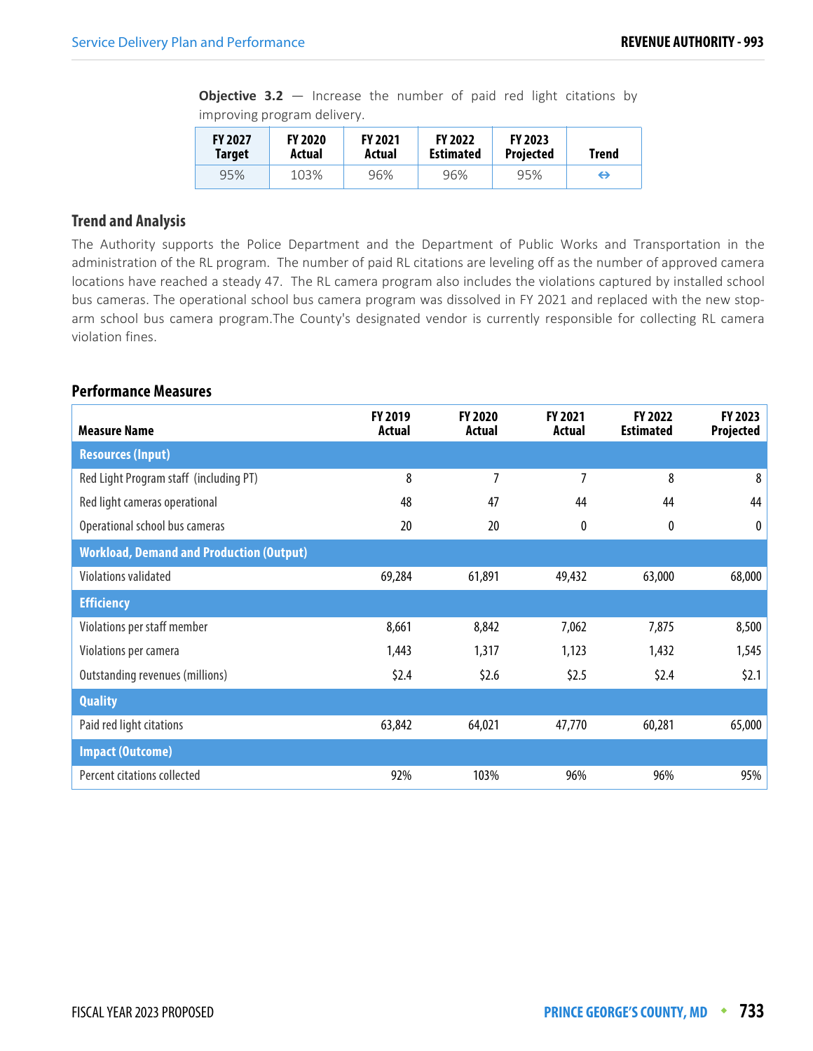**Objective 3.2** — Increase the number of paid red light citations by improving program delivery.

| FY 2027 Target | FY 2020 Actual | FY 2021 Actual | FY 2022 Estimated | FY 2023 Projected | Trend |
|---|---|---|---|---|---|
| 95% | 103% | 96% | 96% | 95% | ⇔ |

### Trend and Analysis

The Authority supports the Police Department and the Department of Public Works and Transportation in the administration of the RL program. The number of paid RL citations are leveling off as the number of approved camera locations have reached a steady 47. The RL camera program also includes the violations captured by installed school bus cameras. The operational school bus camera program was dissolved in FY 2021 and replaced with the new stop-arm school bus camera program.The County's designated vendor is currently responsible for collecting RL camera violation fines.

### Performance Measures

| Measure Name | FY 2019 Actual | FY 2020 Actual | FY 2021 Actual | FY 2022 Estimated | FY 2023 Projected |
|---|---|---|---|---|---|
| **Resources (Input)** | | | | | |
| Red Light Program staff (including PT) | 8 | 7 | 7 | 8 | 8 |
| Red light cameras operational | 48 | 47 | 44 | 44 | 44 |
| Operational school bus cameras | 20 | 20 | 0 | 0 | 0 |
| **Workload, Demand and Production (Output)** | | | | | |
| Violations validated | 69,284 | 61,891 | 49,432 | 63,000 | 68,000 |
| **Efficiency** | | | | | |
| Violations per staff member | 8,661 | 8,842 | 7,062 | 7,875 | 8,500 |
| Violations per camera | 1,443 | 1,317 | 1,123 | 1,432 | 1,545 |
| Outstanding revenues (millions) | $2.4 | $2.6 | $2.5 | $2.4 | $2.1 |
| **Quality** | | | | | |
| Paid red light citations | 63,842 | 64,021 | 47,770 | 60,281 | 65,000 |
| **Impact (Outcome)** | | | | | |
| Percent citations collected | 92% | 103% | 96% | 96% | 95% |